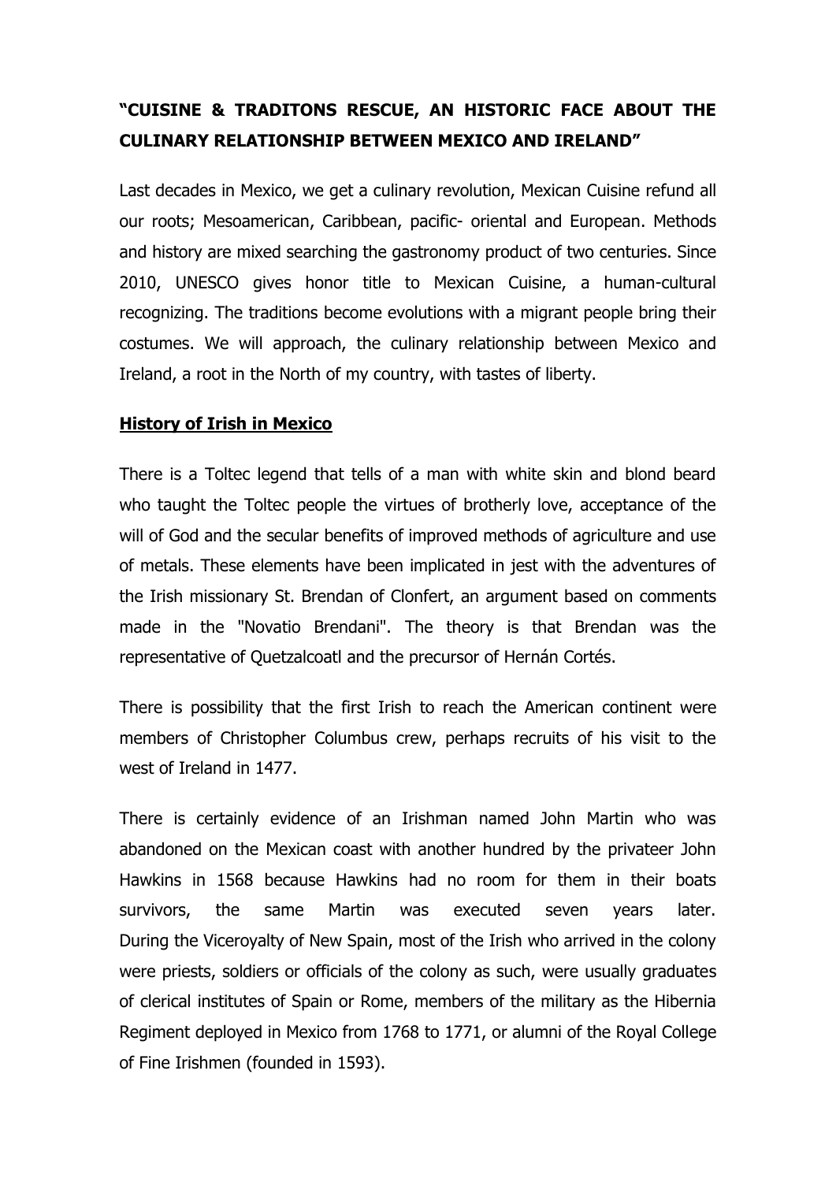**"CUISINE & TRADITONS RESCUE, AN HISTORIC FACE ABOUT THE CULINARY RELATIONSHIP BETWEEN MEXICO AND IRELAND"**

Last decades in Mexico, we get a culinary revolution, Mexican Cuisine refund all our roots; Mesoamerican, Caribbean, pacific- oriental and European. Methods and history are mixed searching the gastronomy product of two centuries. Since 2010, UNESCO gives honor title to Mexican Cuisine, a human-cultural recognizing. The traditions become evolutions with a migrant people bring their costumes. We will approach, the culinary relationship between Mexico and Ireland, a root in the North of my country, with tastes of liberty.

**History of Irish in Mexico**

There is a Toltec legend that tells of a man with white skin and blond beard who taught the Toltec people the virtues of brotherly love, acceptance of the will of God and the secular benefits of improved methods of agriculture and use of metals. These elements have been implicated in jest with the adventures of the Irish missionary St. Brendan of Clonfert, an argument based on comments made in the "Novatio Brendani". The theory is that Brendan was the representative of Quetzalcoatl and the precursor of Hernán Cortés.

There is possibility that the first Irish to reach the American continent were members of Christopher Columbus crew, perhaps recruits of his visit to the west of Ireland in 1477.

There is certainly evidence of an Irishman named John Martin who was abandoned on the Mexican coast with another hundred by the privateer John Hawkins in 1568 because Hawkins had no room for them in their boats survivors, the same Martin was executed seven years later. During the Viceroyalty of New Spain, most of the Irish who arrived in the colony were priests, soldiers or officials of the colony as such, were usually graduates of clerical institutes of Spain or Rome, members of the military as the Hibernia Regiment deployed in Mexico from 1768 to 1771, or alumni of the Royal College of Fine Irishmen (founded in 1593).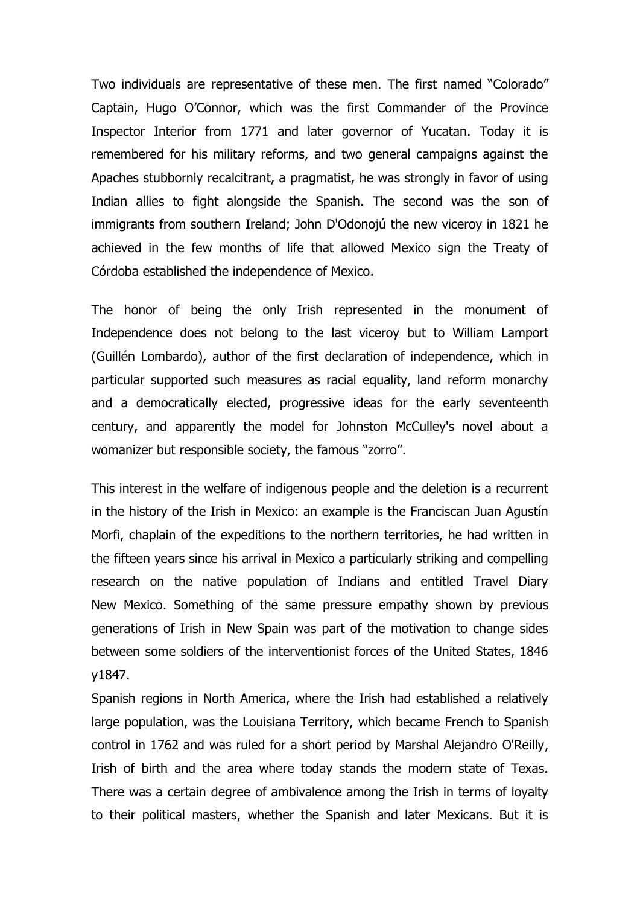Two individuals are representative of these men. The first named "Colorado" Captain, Hugo O'Connor, which was the first Commander of the Province Inspector Interior from 1771 and later governor of Yucatan. Today it is remembered for his military reforms, and two general campaigns against the Apaches stubbornly recalcitrant, a pragmatist, he was strongly in favor of using Indian allies to fight alongside the Spanish. The second was the son of immigrants from southern Ireland; John D'Odonojú the new viceroy in 1821 he achieved in the few months of life that allowed Mexico sign the Treaty of Córdoba established the independence of Mexico.

The honor of being the only Irish represented in the monument of Independence does not belong to the last viceroy but to William Lamport (Guillén Lombardo), author of the first declaration of independence, which in particular supported such measures as racial equality, land reform monarchy and a democratically elected, progressive ideas for the early seventeenth century, and apparently the model for Johnston McCulley's novel about a womanizer but responsible society, the famous "zorro".

This interest in the welfare of indigenous people and the deletion is a recurrent in the history of the Irish in Mexico: an example is the Franciscan Juan Agustín Morfi, chaplain of the expeditions to the northern territories, he had written in the fifteen years since his arrival in Mexico a particularly striking and compelling research on the native population of Indians and entitled Travel Diary New Mexico. Something of the same pressure empathy shown by previous generations of Irish in New Spain was part of the motivation to change sides between some soldiers of the interventionist forces of the United States, 1846 y1847.

Spanish regions in North America, where the Irish had established a relatively large population, was the Louisiana Territory, which became French to Spanish control in 1762 and was ruled for a short period by Marshal Alejandro O'Reilly, Irish of birth and the area where today stands the modern state of Texas. There was a certain degree of ambivalence among the Irish in terms of loyalty to their political masters, whether the Spanish and later Mexicans. But it is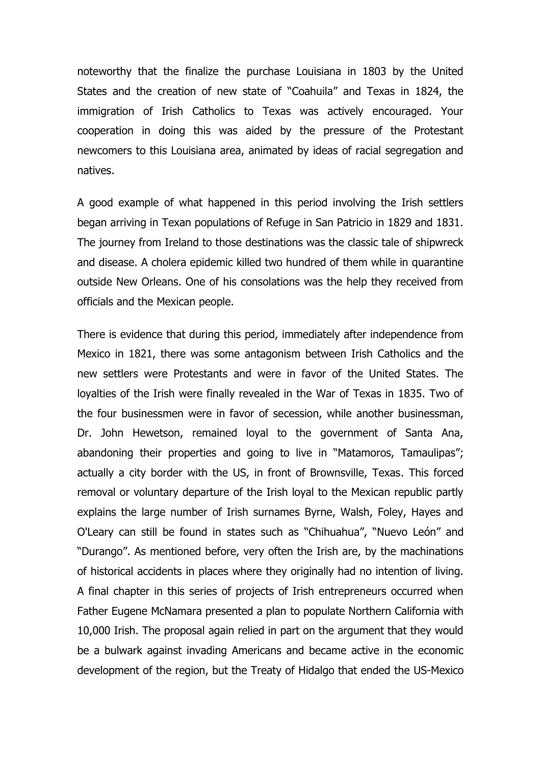noteworthy that the finalize the purchase Louisiana in 1803 by the United States and the creation of new state of "Coahuila" and Texas in 1824, the immigration of Irish Catholics to Texas was actively encouraged. Your cooperation in doing this was aided by the pressure of the Protestant newcomers to this Louisiana area, animated by ideas of racial segregation and natives.

A good example of what happened in this period involving the Irish settlers began arriving in Texan populations of Refuge in San Patricio in 1829 and 1831. The journey from Ireland to those destinations was the classic tale of shipwreck and disease. A cholera epidemic killed two hundred of them while in quarantine outside New Orleans. One of his consolations was the help they received from officials and the Mexican people.

There is evidence that during this period, immediately after independence from Mexico in 1821, there was some antagonism between Irish Catholics and the new settlers were Protestants and were in favor of the United States. The loyalties of the Irish were finally revealed in the War of Texas in 1835. Two of the four businessmen were in favor of secession, while another businessman, Dr. John Hewetson, remained loyal to the government of Santa Ana, abandoning their properties and going to live in "Matamoros, Tamaulipas"; actually a city border with the US, in front of Brownsville, Texas. This forced removal or voluntary departure of the Irish loyal to the Mexican republic partly explains the large number of Irish surnames Byrne, Walsh, Foley, Hayes and O'Leary can still be found in states such as "Chihuahua", "Nuevo León" and "Durango". As mentioned before, very often the Irish are, by the machinations of historical accidents in places where they originally had no intention of living. A final chapter in this series of projects of Irish entrepreneurs occurred when Father Eugene McNamara presented a plan to populate Northern California with 10,000 Irish. The proposal again relied in part on the argument that they would be a bulwark against invading Americans and became active in the economic development of the region, but the Treaty of Hidalgo that ended the US-Mexico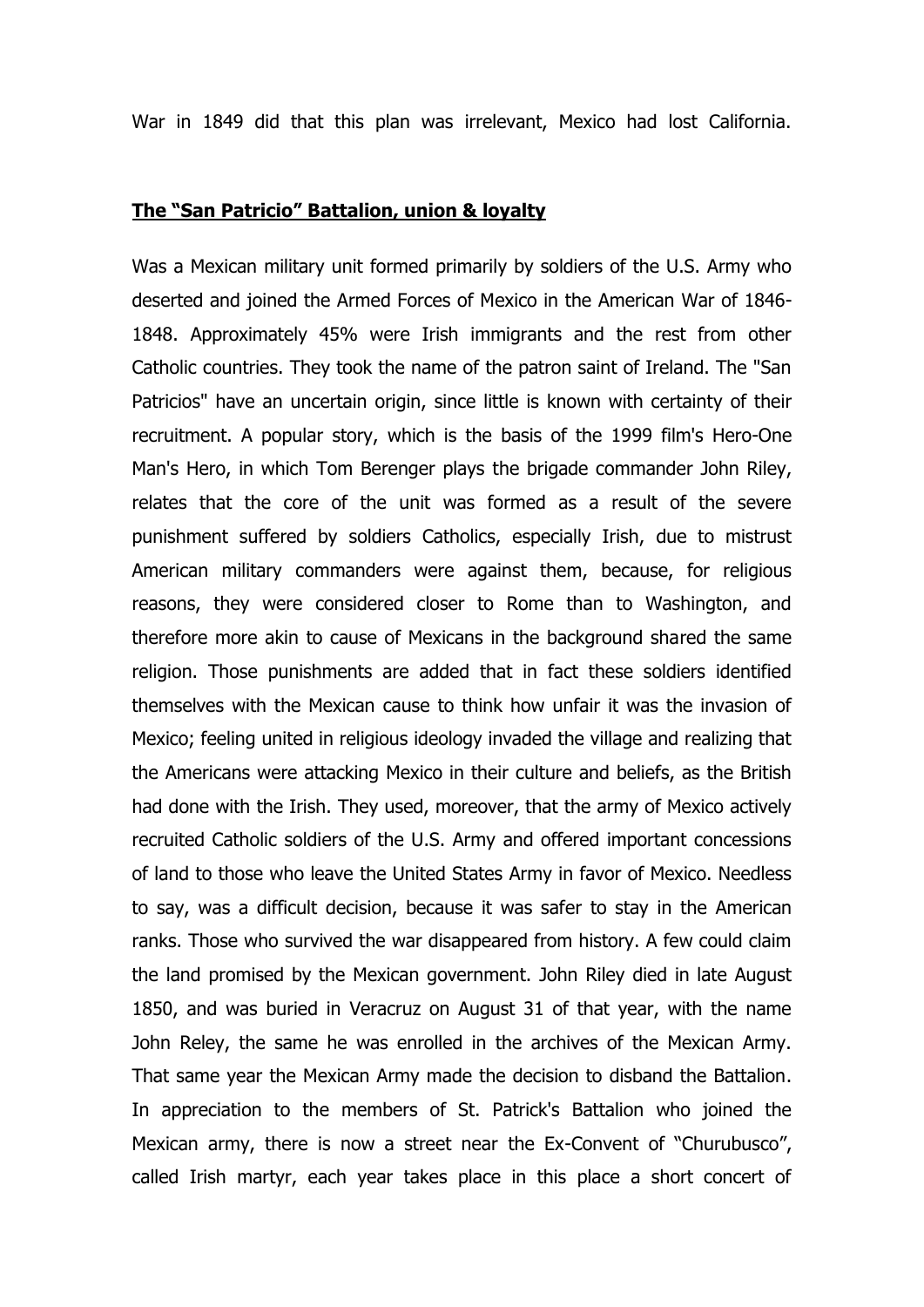War in 1849 did that this plan was irrelevant, Mexico had lost California.

## The "San Patricio" Battalion, union & loyalty

Was a Mexican military unit formed primarily by soldiers of the U.S. Army who deserted and joined the Armed Forces of Mexico in the American War of 1846-1848. Approximately 45% were Irish immigrants and the rest from other Catholic countries. They took the name of the patron saint of Ireland. The "San Patricios" have an uncertain origin, since little is known with certainty of their recruitment. A popular story, which is the basis of the 1999 film's Hero-One Man's Hero, in which Tom Berenger plays the brigade commander John Riley, relates that the core of the unit was formed as a result of the severe punishment suffered by soldiers Catholics, especially Irish, due to mistrust American military commanders were against them, because, for religious reasons, they were considered closer to Rome than to Washington, and therefore more akin to cause of Mexicans in the background shared the same religion. Those punishments are added that in fact these soldiers identified themselves with the Mexican cause to think how unfair it was the invasion of Mexico; feeling united in religious ideology invaded the village and realizing that the Americans were attacking Mexico in their culture and beliefs, as the British had done with the Irish. They used, moreover, that the army of Mexico actively recruited Catholic soldiers of the U.S. Army and offered important concessions of land to those who leave the United States Army in favor of Mexico. Needless to say, was a difficult decision, because it was safer to stay in the American ranks. Those who survived the war disappeared from history. A few could claim the land promised by the Mexican government. John Riley died in late August 1850, and was buried in Veracruz on August 31 of that year, with the name John Reley, the same he was enrolled in the archives of the Mexican Army. That same year the Mexican Army made the decision to disband the Battalion. In appreciation to the members of St. Patrick's Battalion who joined the Mexican army, there is now a street near the Ex-Convent of "Churubusco", called Irish martyr, each year takes place in this place a short concert of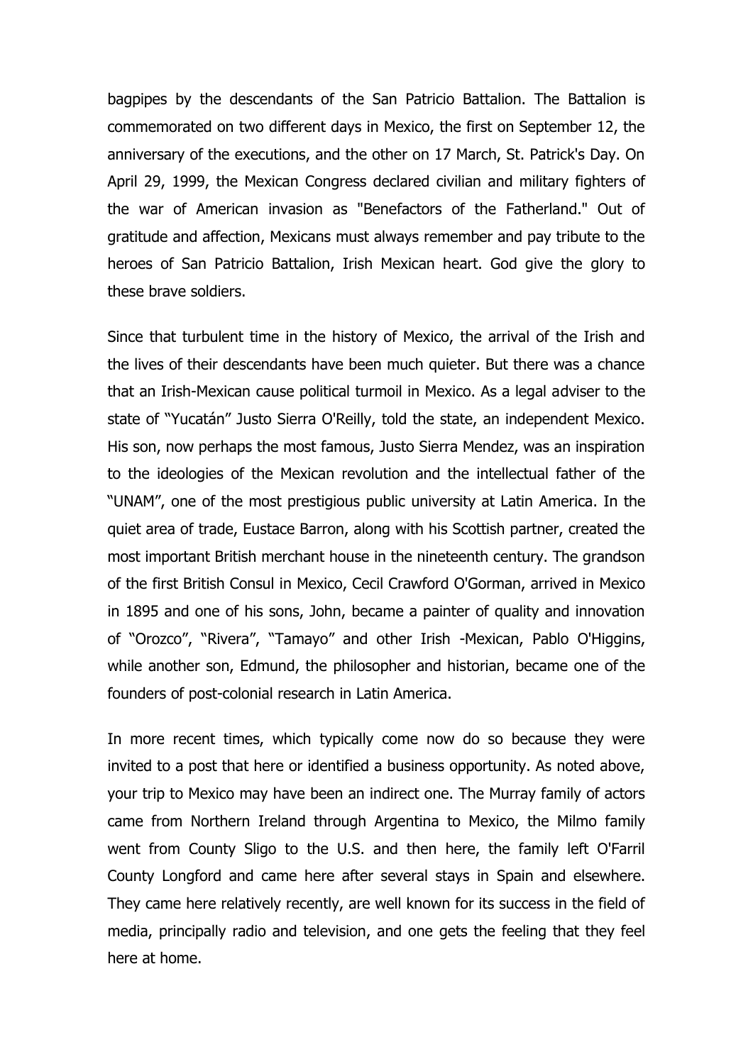bagpipes by the descendants of the San Patricio Battalion. The Battalion is commemorated on two different days in Mexico, the first on September 12, the anniversary of the executions, and the other on 17 March, St. Patrick's Day. On April 29, 1999, the Mexican Congress declared civilian and military fighters of the war of American invasion as "Benefactors of the Fatherland." Out of gratitude and affection, Mexicans must always remember and pay tribute to the heroes of San Patricio Battalion, Irish Mexican heart. God give the glory to these brave soldiers.

Since that turbulent time in the history of Mexico, the arrival of the Irish and the lives of their descendants have been much quieter. But there was a chance that an Irish-Mexican cause political turmoil in Mexico. As a legal adviser to the state of "Yucatán" Justo Sierra O'Reilly, told the state, an independent Mexico. His son, now perhaps the most famous, Justo Sierra Mendez, was an inspiration to the ideologies of the Mexican revolution and the intellectual father of the "UNAM", one of the most prestigious public university at Latin America. In the quiet area of trade, Eustace Barron, along with his Scottish partner, created the most important British merchant house in the nineteenth century. The grandson of the first British Consul in Mexico, Cecil Crawford O'Gorman, arrived in Mexico in 1895 and one of his sons, John, became a painter of quality and innovation of "Orozco", "Rivera", "Tamayo" and other Irish -Mexican, Pablo O'Higgins, while another son, Edmund, the philosopher and historian, became one of the founders of post-colonial research in Latin America.

In more recent times, which typically come now do so because they were invited to a post that here or identified a business opportunity. As noted above, your trip to Mexico may have been an indirect one. The Murray family of actors came from Northern Ireland through Argentina to Mexico, the Milmo family went from County Sligo to the U.S. and then here, the family left O'Farril County Longford and came here after several stays in Spain and elsewhere. They came here relatively recently, are well known for its success in the field of media, principally radio and television, and one gets the feeling that they feel here at home.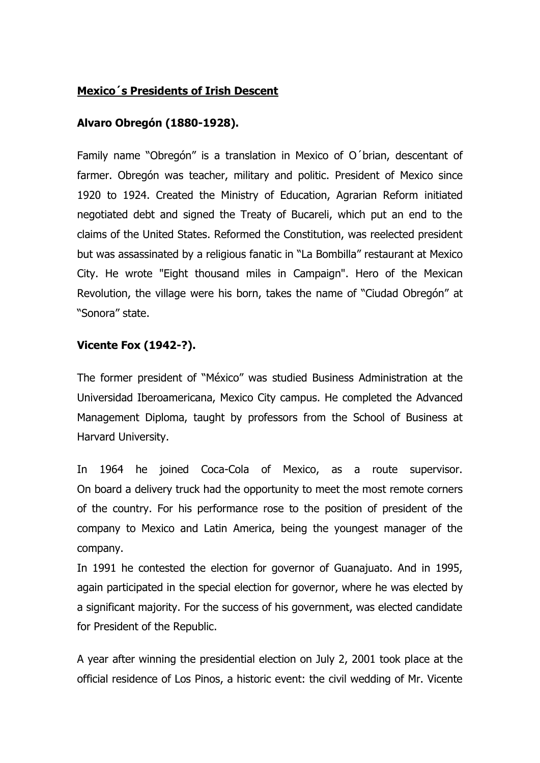# **Mexico´s Presidents of Irish Descent**

## **Alvaro Obregón (1880-1928).**

Family name "Obregón" is a translation in Mexico of O´brian, descentant of farmer. Obregón was teacher, military and politic. President of Mexico since 1920 to 1924. Created the Ministry of Education, Agrarian Reform initiated negotiated debt and signed the Treaty of Bucareli, which put an end to the claims of the United States. Reformed the Constitution, was reelected president but was assassinated by a religious fanatic in "La Bombilla" restaurant at Mexico City. He wrote "Eight thousand miles in Campaign". Hero of the Mexican Revolution, the village were his born, takes the name of "Ciudad Obregón" at "Sonora" state.

## **Vicente Fox (1942-?).**

The former president of "México" was studied Business Administration at the Universidad Iberoamericana, Mexico City campus. He completed the Advanced Management Diploma, taught by professors from the School of Business at Harvard University.

In 1964 he joined Coca-Cola of Mexico, as a route supervisor. On board a delivery truck had the opportunity to meet the most remote corners of the country. For his performance rose to the position of president of the company to Mexico and Latin America, being the youngest manager of the company.

In 1991 he contested the election for governor of Guanajuato. And in 1995, again participated in the special election for governor, where he was elected by a significant majority. For the success of his government, was elected candidate for President of the Republic.

A year after winning the presidential election on July 2, 2001 took place at the official residence of Los Pinos, a historic event: the civil wedding of Mr. Vicente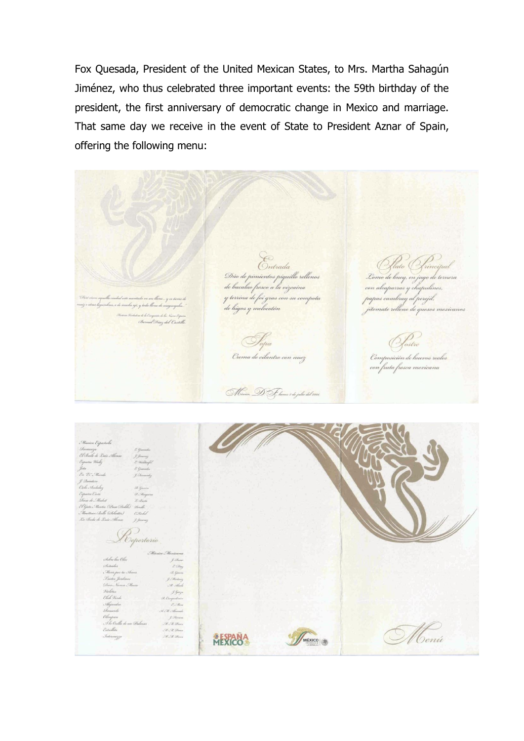Fox Quesada, President of the United Mexican States, to Mrs. Martha Sahagún Jiménez, who thus celebrated three important events: the 59th birthday of the president, the first anniversary of democratic change in Mexico and marriage. That same day we receive in the event of State to President Aznar of Spain, offering the following menu:

"Diré cómo aquella ciudad está asentada en un llano... y es tierra de maíz y otras legumbres, e de mucho ají, y toda llena de magueyales..."

Historia Verdadera de la Conquista de la Nueva España
Bernal Díaz del Castillo

**Entrada**

Dúo de pimientos piquillo rellenos de bacalao fresco a la vizcaína y terrina de foi gras con su compota de higos y melocotón

**Sopa**

Crema de cilantro con nuez

México, D.F. lunes 2 de julio del 2001

**Plato Principal**

Lomo de buey, en jugo de ternera con alcaparras y chapulines, papas cambray al perejil, jitomate relleno de quesos mexicanos

**Postre**

Composición de huevos reales con fruta fresca mexicana

**Repertorio**

Música Española

| | |
|---|---|
| Bonanza | E. Granados |
| El Baile de Luis Alonso | J. Jiménez |
| España Waltz | E. Waldteufel |
| Jota | E. Granados |
| En "E" Menudo | J. Fernández |
| J. Quintero | |
| Cielo Andaluz | R. Gascón |
| España Cañí | P. Marquina |
| Rosa de Madrid | L. Bada |
| El Gato Montés (Paso Doble) | Penella |
| Montiano Bello (Schottis) | C. Rachel |
| La Boda de Luis Alonso | J. Jiménez |

Música Mexicana

| | |
|---|---|
| Sobre las Olas | J. Rosas |
| Sentados | T. Díaz |
| Morir por tu Amor | B. García |
| Tristes Jardines | J. Martínez |
| Dios Nunca Muere | M. Alcalá |
| Violetas | J. Garza |
| Club Verde | R. Campodónico |
| Alejandra | E. Mora |
| Recuerdo | M. M. Alvarado |
| Olímpica | J. Herrera |
| A la Orilla de un Palmar | M. M. Ponce |
| Estrellita | M. M. Ponce |
| Intermezzo | M. M. Ponce |

ESPAÑA MÉXICO

MÉXICO PRESIDENCIA DE LA REPÚBLICA

**Menú**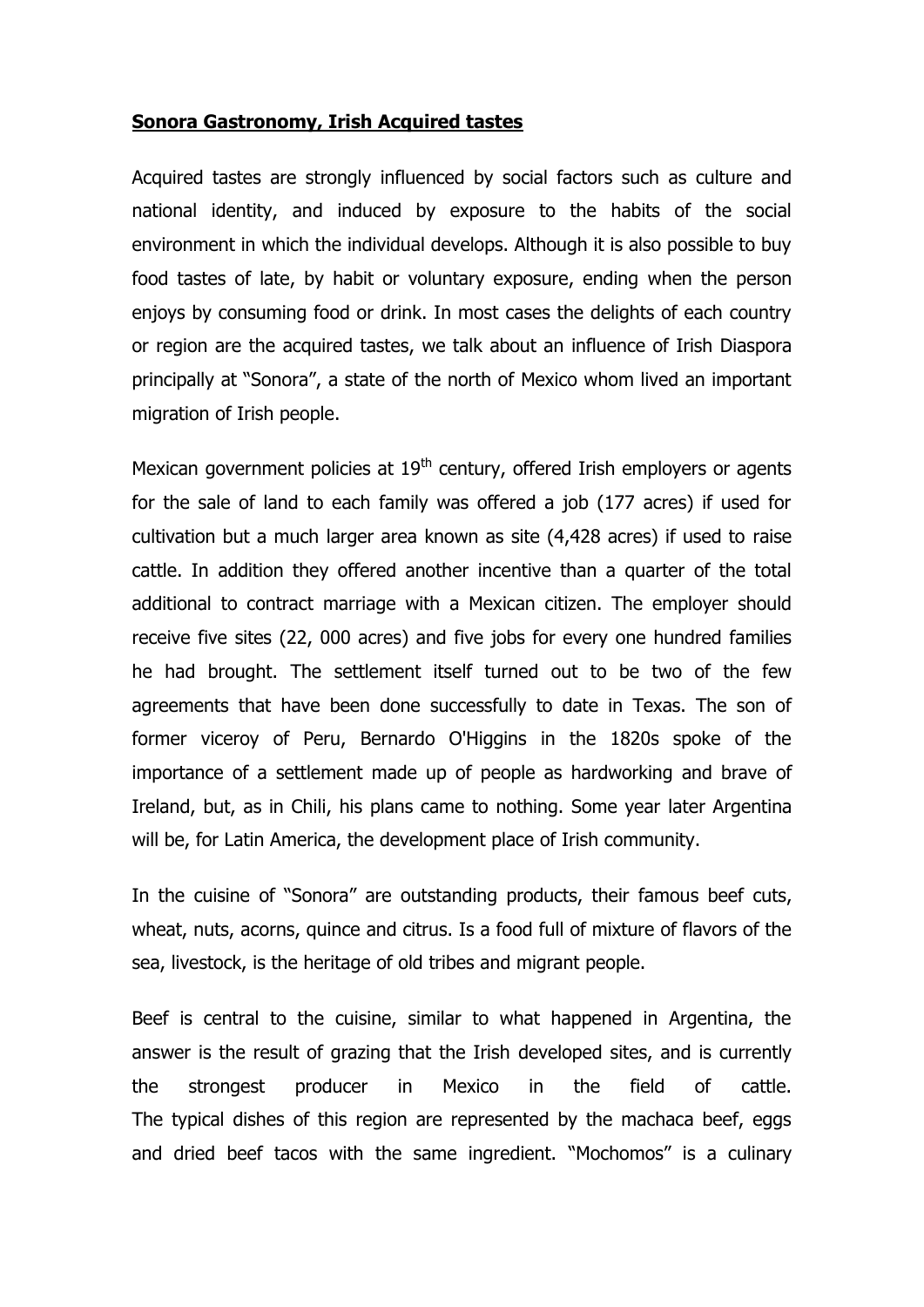**Sonora Gastronomy, Irish Acquired tastes**

Acquired tastes are strongly influenced by social factors such as culture and national identity, and induced by exposure to the habits of the social environment in which the individual develops. Although it is also possible to buy food tastes of late, by habit or voluntary exposure, ending when the person enjoys by consuming food or drink. In most cases the delights of each country or region are the acquired tastes, we talk about an influence of Irish Diaspora principally at "Sonora", a state of the north of Mexico whom lived an important migration of Irish people.

Mexican government policies at 19th century, offered Irish employers or agents for the sale of land to each family was offered a job (177 acres) if used for cultivation but a much larger area known as site (4,428 acres) if used to raise cattle. In addition they offered another incentive than a quarter of the total additional to contract marriage with a Mexican citizen. The employer should receive five sites (22, 000 acres) and five jobs for every one hundred families he had brought. The settlement itself turned out to be two of the few agreements that have been done successfully to date in Texas. The son of former viceroy of Peru, Bernardo O'Higgins in the 1820s spoke of the importance of a settlement made up of people as hardworking and brave of Ireland, but, as in Chili, his plans came to nothing. Some year later Argentina will be, for Latin America, the development place of Irish community.

In the cuisine of "Sonora" are outstanding products, their famous beef cuts, wheat, nuts, acorns, quince and citrus. Is a food full of mixture of flavors of the sea, livestock, is the heritage of old tribes and migrant people.

Beef is central to the cuisine, similar to what happened in Argentina, the answer is the result of grazing that the Irish developed sites, and is currently the strongest producer in Mexico in the field of cattle. The typical dishes of this region are represented by the machaca beef, eggs and dried beef tacos with the same ingredient. "Mochomos" is a culinary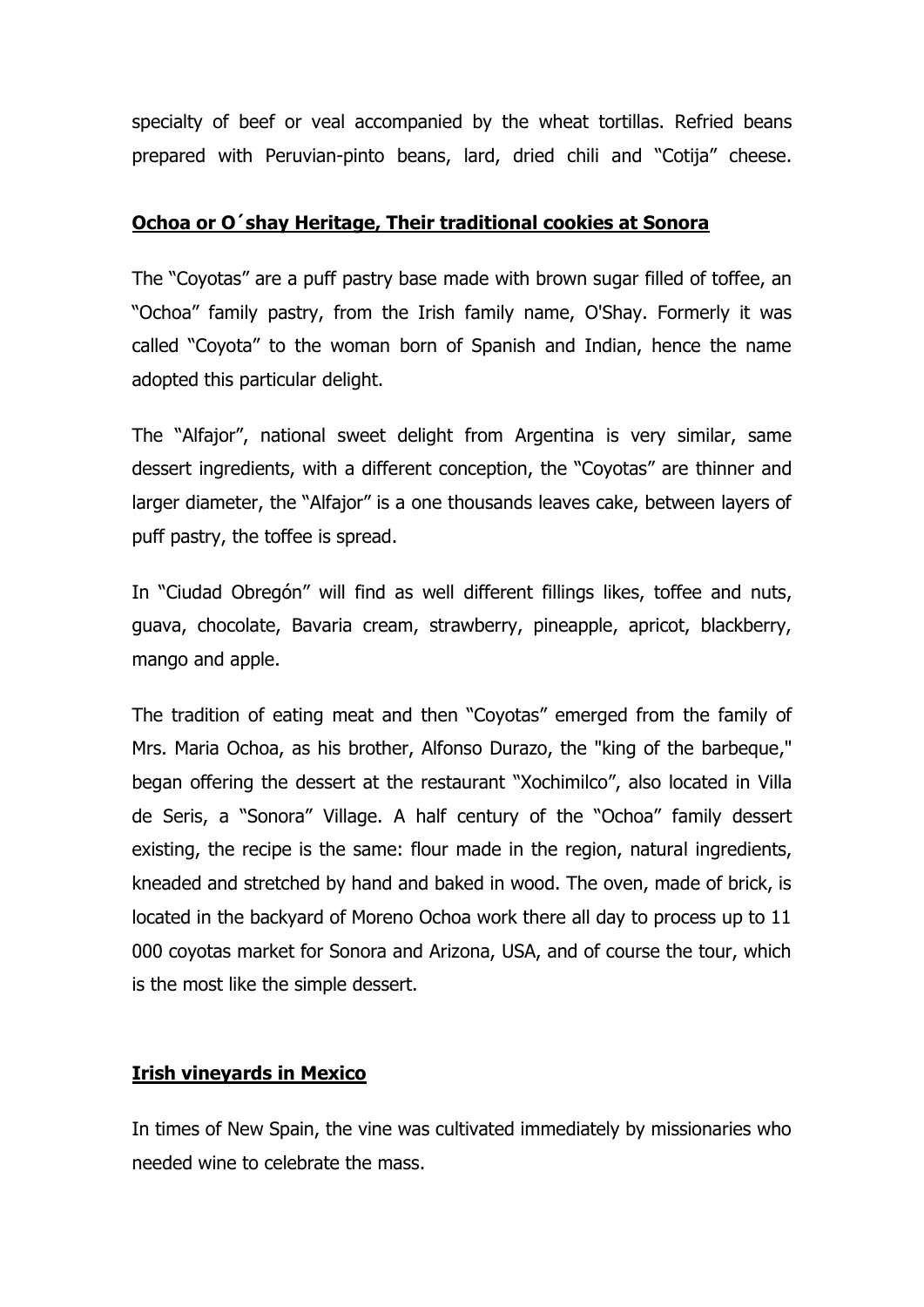specialty of beef or veal accompanied by the wheat tortillas. Refried beans prepared with Peruvian-pinto beans, lard, dried chili and "Cotija" cheese.

## **Ochoa or O´shay Heritage, Their traditional cookies at Sonora**

The "Coyotas" are a puff pastry base made with brown sugar filled of toffee, an "Ochoa" family pastry, from the Irish family name, O'Shay. Formerly it was called "Coyota" to the woman born of Spanish and Indian, hence the name adopted this particular delight.

The "Alfajor", national sweet delight from Argentina is very similar, same dessert ingredients, with a different conception, the "Coyotas" are thinner and larger diameter, the "Alfajor" is a one thousands leaves cake, between layers of puff pastry, the toffee is spread.

In "Ciudad Obregón" will find as well different fillings likes, toffee and nuts, guava, chocolate, Bavaria cream, strawberry, pineapple, apricot, blackberry, mango and apple.

The tradition of eating meat and then "Coyotas" emerged from the family of Mrs. Maria Ochoa, as his brother, Alfonso Durazo, the "king of the barbeque," began offering the dessert at the restaurant "Xochimilco", also located in Villa de Seris, a "Sonora" Village. A half century of the "Ochoa" family dessert existing, the recipe is the same: flour made in the region, natural ingredients, kneaded and stretched by hand and baked in wood. The oven, made of brick, is located in the backyard of Moreno Ochoa work there all day to process up to 11 000 coyotas market for Sonora and Arizona, USA, and of course the tour, which is the most like the simple dessert.

## **Irish vineyards in Mexico**

In times of New Spain, the vine was cultivated immediately by missionaries who needed wine to celebrate the mass.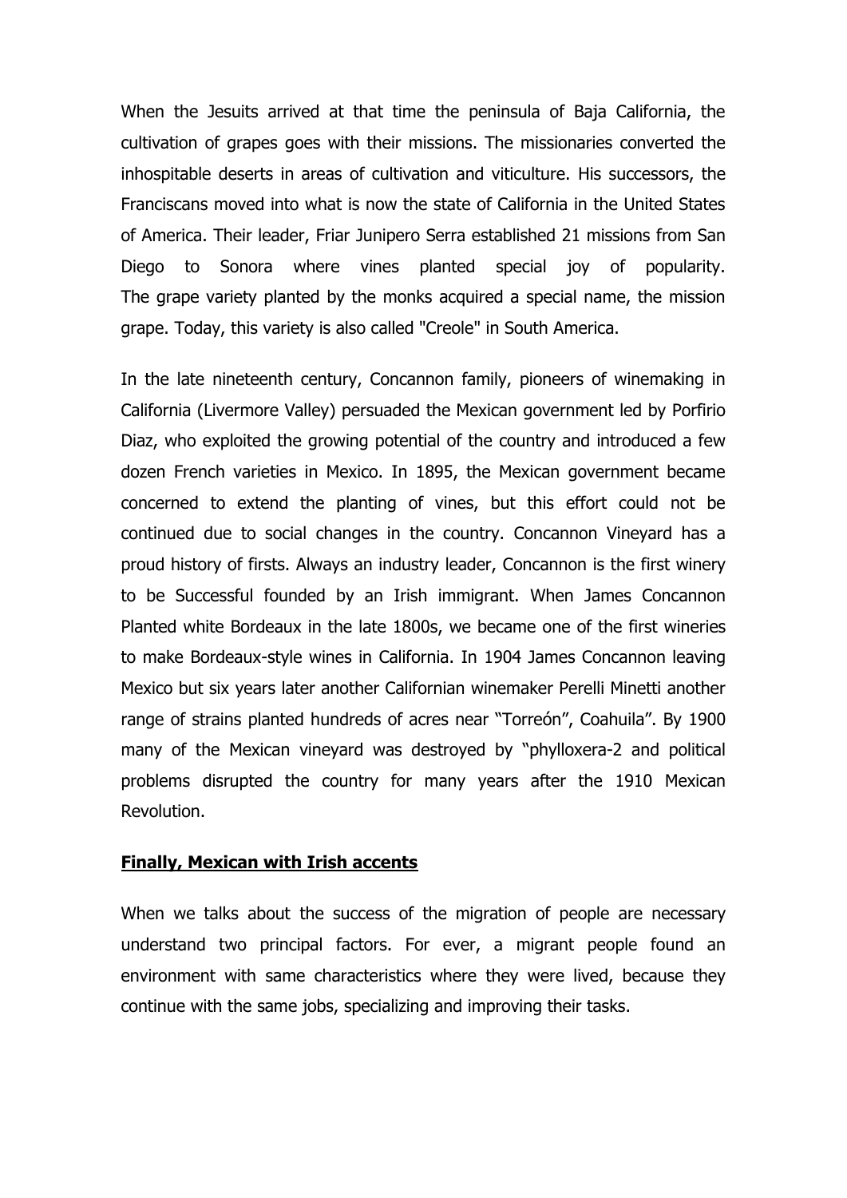When the Jesuits arrived at that time the peninsula of Baja California, the cultivation of grapes goes with their missions. The missionaries converted the inhospitable deserts in areas of cultivation and viticulture. His successors, the Franciscans moved into what is now the state of California in the United States of America. Their leader, Friar Junipero Serra established 21 missions from San Diego to Sonora where vines planted special joy of popularity. The grape variety planted by the monks acquired a special name, the mission grape. Today, this variety is also called "Creole" in South America.

In the late nineteenth century, Concannon family, pioneers of winemaking in California (Livermore Valley) persuaded the Mexican government led by Porfirio Diaz, who exploited the growing potential of the country and introduced a few dozen French varieties in Mexico. In 1895, the Mexican government became concerned to extend the planting of vines, but this effort could not be continued due to social changes in the country. Concannon Vineyard has a proud history of firsts. Always an industry leader, Concannon is the first winery to be Successful founded by an Irish immigrant. When James Concannon Planted white Bordeaux in the late 1800s, we became one of the first wineries to make Bordeaux-style wines in California. In 1904 James Concannon leaving Mexico but six years later another Californian winemaker Perelli Minetti another range of strains planted hundreds of acres near "Torreón", Coahuila". By 1900 many of the Mexican vineyard was destroyed by "phylloxera-2 and political problems disrupted the country for many years after the 1910 Mexican Revolution.

**Finally, Mexican with Irish accents**

When we talks about the success of the migration of people are necessary understand two principal factors. For ever, a migrant people found an environment with same characteristics where they were lived, because they continue with the same jobs, specializing and improving their tasks.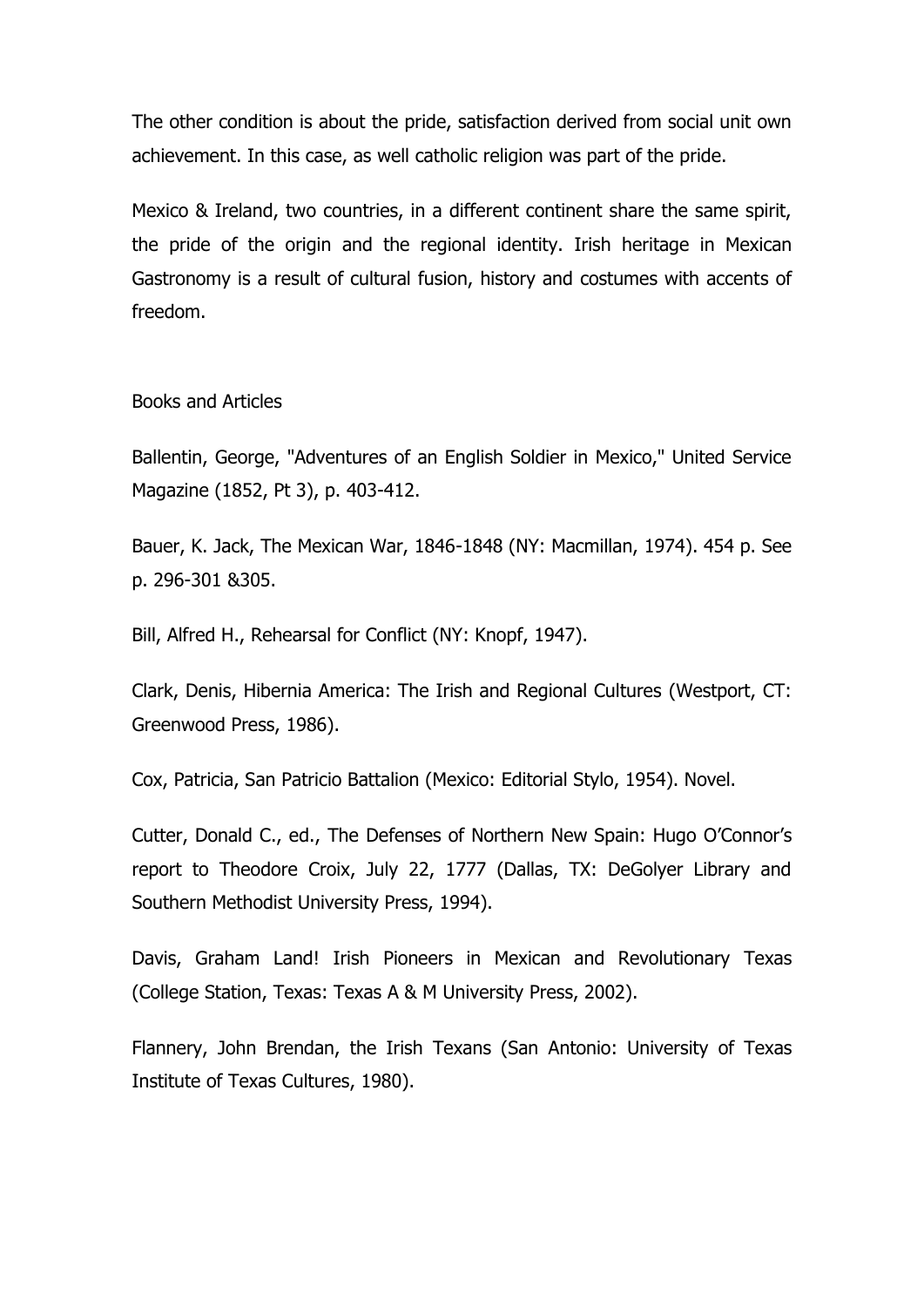The other condition is about the pride, satisfaction derived from social unit own achievement. In this case, as well catholic religion was part of the pride.

Mexico & Ireland, two countries, in a different continent share the same spirit, the pride of the origin and the regional identity. Irish heritage in Mexican Gastronomy is a result of cultural fusion, history and costumes with accents of freedom.

Books and Articles

Ballentin, George, "Adventures of an English Soldier in Mexico," United Service Magazine (1852, Pt 3), p. 403-412.

Bauer, K. Jack, The Mexican War, 1846-1848 (NY: Macmillan, 1974). 454 p. See p. 296-301 &305.

Bill, Alfred H., Rehearsal for Conflict (NY: Knopf, 1947).

Clark, Denis, Hibernia America: The Irish and Regional Cultures (Westport, CT: Greenwood Press, 1986).

Cox, Patricia, San Patricio Battalion (Mexico: Editorial Stylo, 1954). Novel.

Cutter, Donald C., ed., The Defenses of Northern New Spain: Hugo O'Connor's report to Theodore Croix, July 22, 1777 (Dallas, TX: DeGolyer Library and Southern Methodist University Press, 1994).

Davis, Graham Land! Irish Pioneers in Mexican and Revolutionary Texas (College Station, Texas: Texas A & M University Press, 2002).

Flannery, John Brendan, the Irish Texans (San Antonio: University of Texas Institute of Texas Cultures, 1980).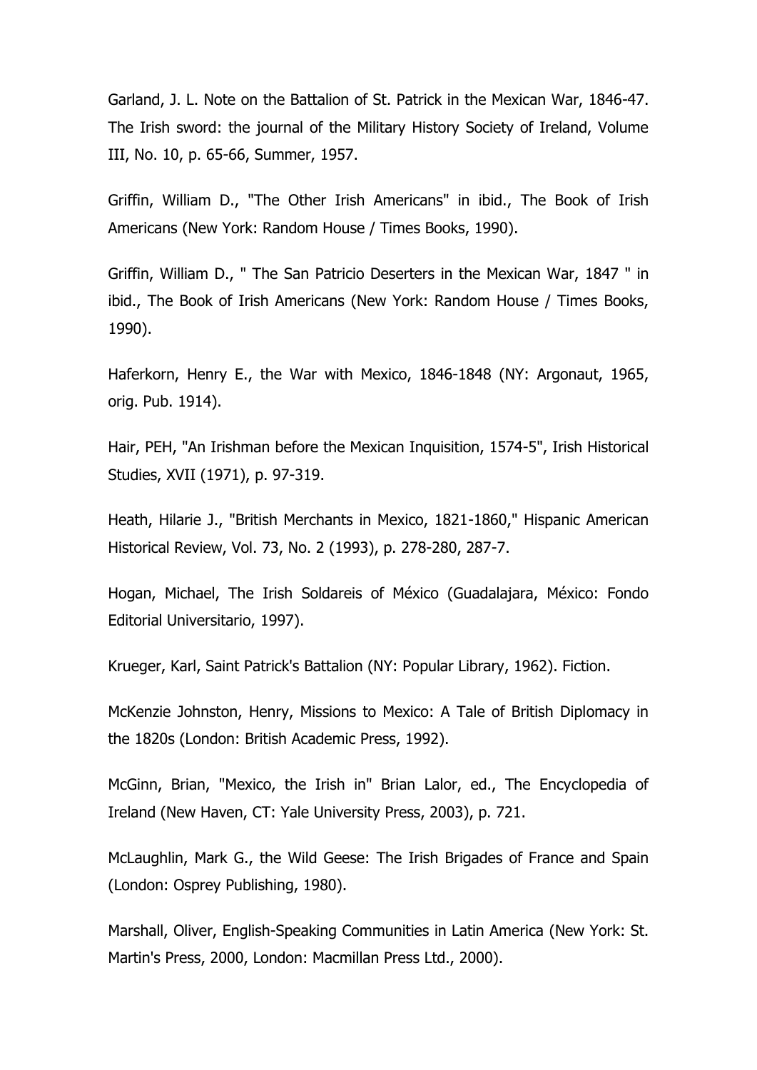Garland, J. L. Note on the Battalion of St. Patrick in the Mexican War, 1846-47. The Irish sword: the journal of the Military History Society of Ireland, Volume III, No. 10, p. 65-66, Summer, 1957.

Griffin, William D., "The Other Irish Americans" in ibid., The Book of Irish Americans (New York: Random House / Times Books, 1990).

Griffin, William D., " The San Patricio Deserters in the Mexican War, 1847 " in ibid., The Book of Irish Americans (New York: Random House / Times Books, 1990).

Haferkorn, Henry E., the War with Mexico, 1846-1848 (NY: Argonaut, 1965, orig. Pub. 1914).

Hair, PEH, "An Irishman before the Mexican Inquisition, 1574-5", Irish Historical Studies, XVII (1971), p. 97-319.

Heath, Hilarie J., "British Merchants in Mexico, 1821-1860," Hispanic American Historical Review, Vol. 73, No. 2 (1993), p. 278-280, 287-7.

Hogan, Michael, The Irish Soldareis of México (Guadalajara, México: Fondo Editorial Universitario, 1997).

Krueger, Karl, Saint Patrick's Battalion (NY: Popular Library, 1962). Fiction.

McKenzie Johnston, Henry, Missions to Mexico: A Tale of British Diplomacy in the 1820s (London: British Academic Press, 1992).

McGinn, Brian, "Mexico, the Irish in" Brian Lalor, ed., The Encyclopedia of Ireland (New Haven, CT: Yale University Press, 2003), p. 721.

McLaughlin, Mark G., the Wild Geese: The Irish Brigades of France and Spain (London: Osprey Publishing, 1980).

Marshall, Oliver, English-Speaking Communities in Latin America (New York: St. Martin's Press, 2000, London: Macmillan Press Ltd., 2000).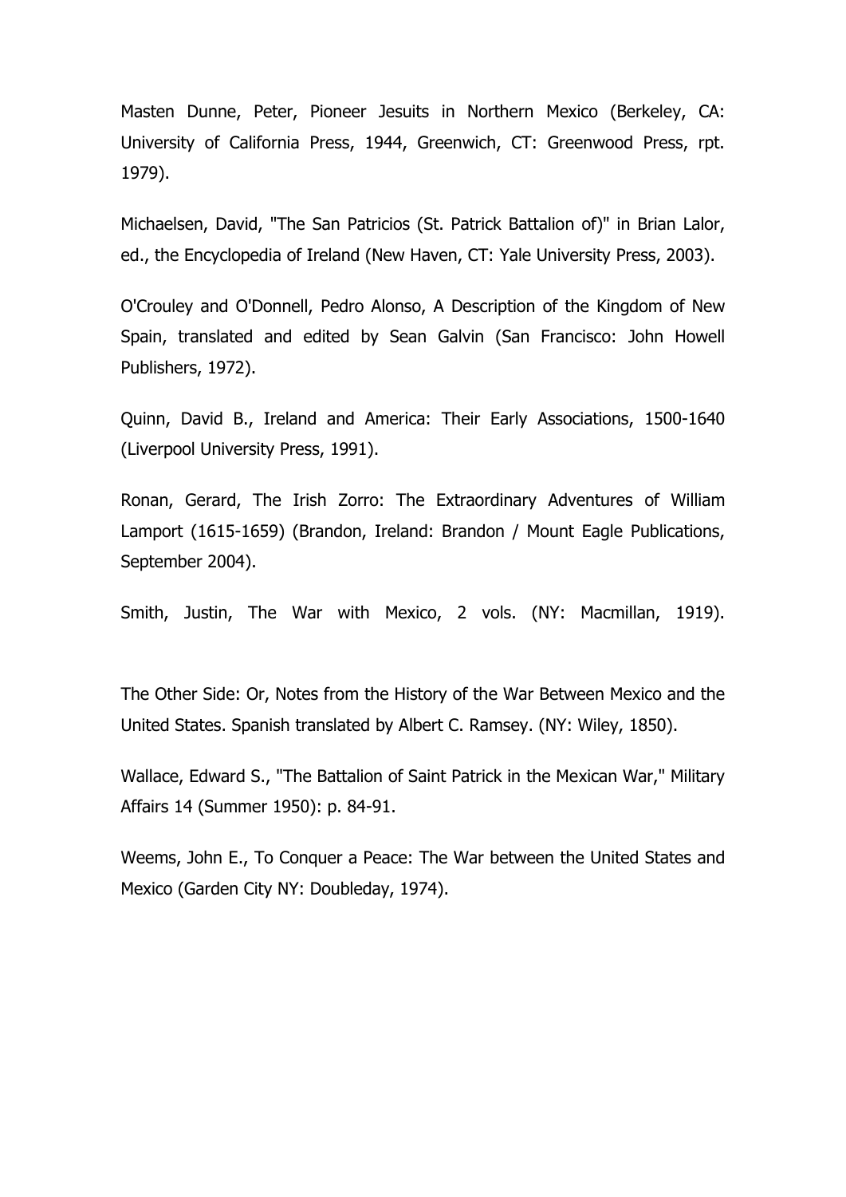Masten Dunne, Peter, Pioneer Jesuits in Northern Mexico (Berkeley, CA: University of California Press, 1944, Greenwich, CT: Greenwood Press, rpt. 1979).

Michaelsen, David, "The San Patricios (St. Patrick Battalion of)" in Brian Lalor, ed., the Encyclopedia of Ireland (New Haven, CT: Yale University Press, 2003).

O'Crouley and O'Donnell, Pedro Alonso, A Description of the Kingdom of New Spain, translated and edited by Sean Galvin (San Francisco: John Howell Publishers, 1972).

Quinn, David B., Ireland and America: Their Early Associations, 1500-1640 (Liverpool University Press, 1991).

Ronan, Gerard, The Irish Zorro: The Extraordinary Adventures of William Lamport (1615-1659) (Brandon, Ireland: Brandon / Mount Eagle Publications, September 2004).

Smith, Justin, The War with Mexico, 2 vols. (NY: Macmillan, 1919).

The Other Side: Or, Notes from the History of the War Between Mexico and the United States. Spanish translated by Albert C. Ramsey. (NY: Wiley, 1850).

Wallace, Edward S., "The Battalion of Saint Patrick in the Mexican War," Military Affairs 14 (Summer 1950): p. 84-91.

Weems, John E., To Conquer a Peace: The War between the United States and Mexico (Garden City NY: Doubleday, 1974).